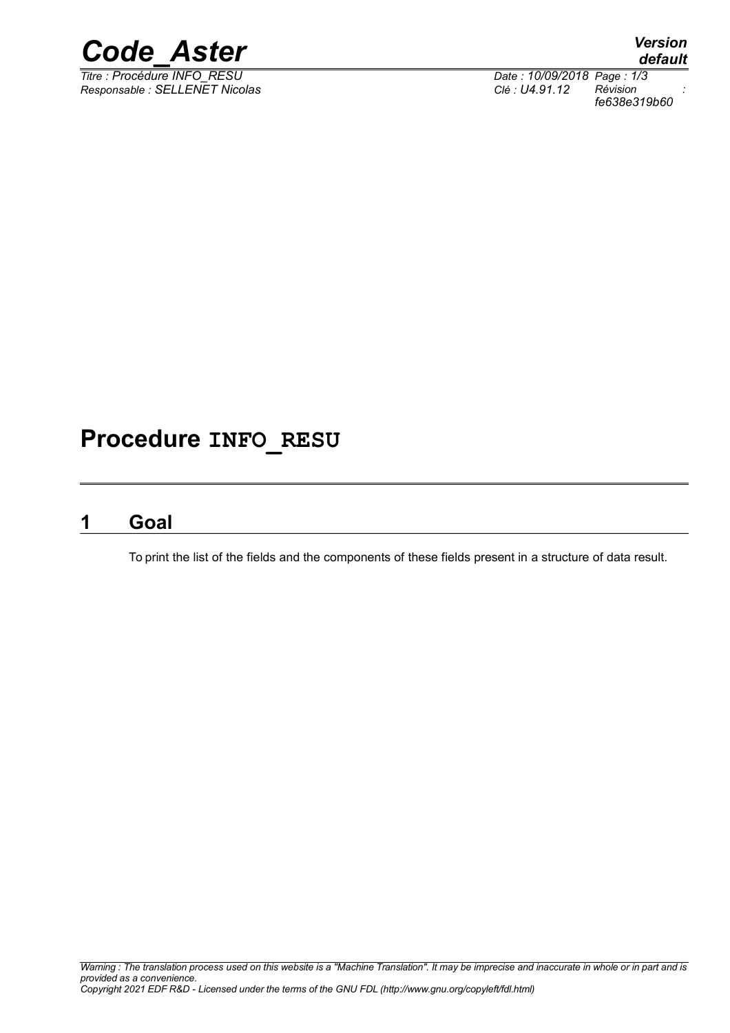# Procedure INFO_RESU

## 1 Goal

To print the list of the fields and the components of these fields present in a structure of data result.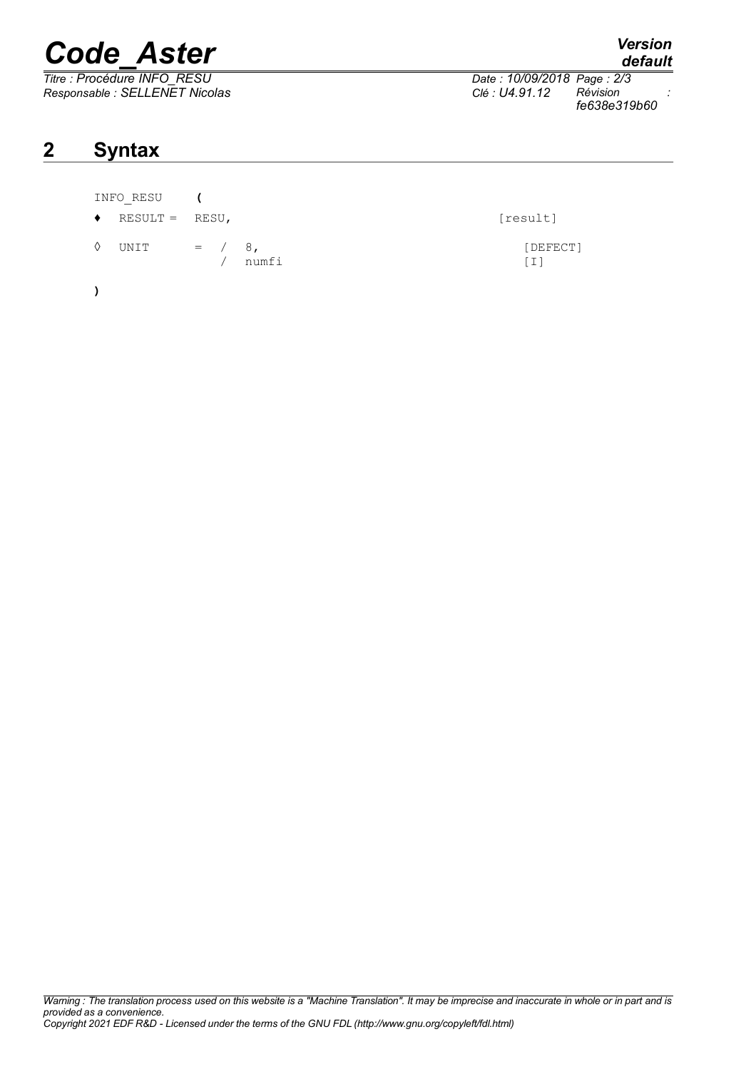## 2 Syntax

```
INFO_RESU    (
♦  RESULT =  RESU,                                  [result]
◊  UNIT      =  /  8,                                 [DEFECT]
                /  numfi                              [I]
)
```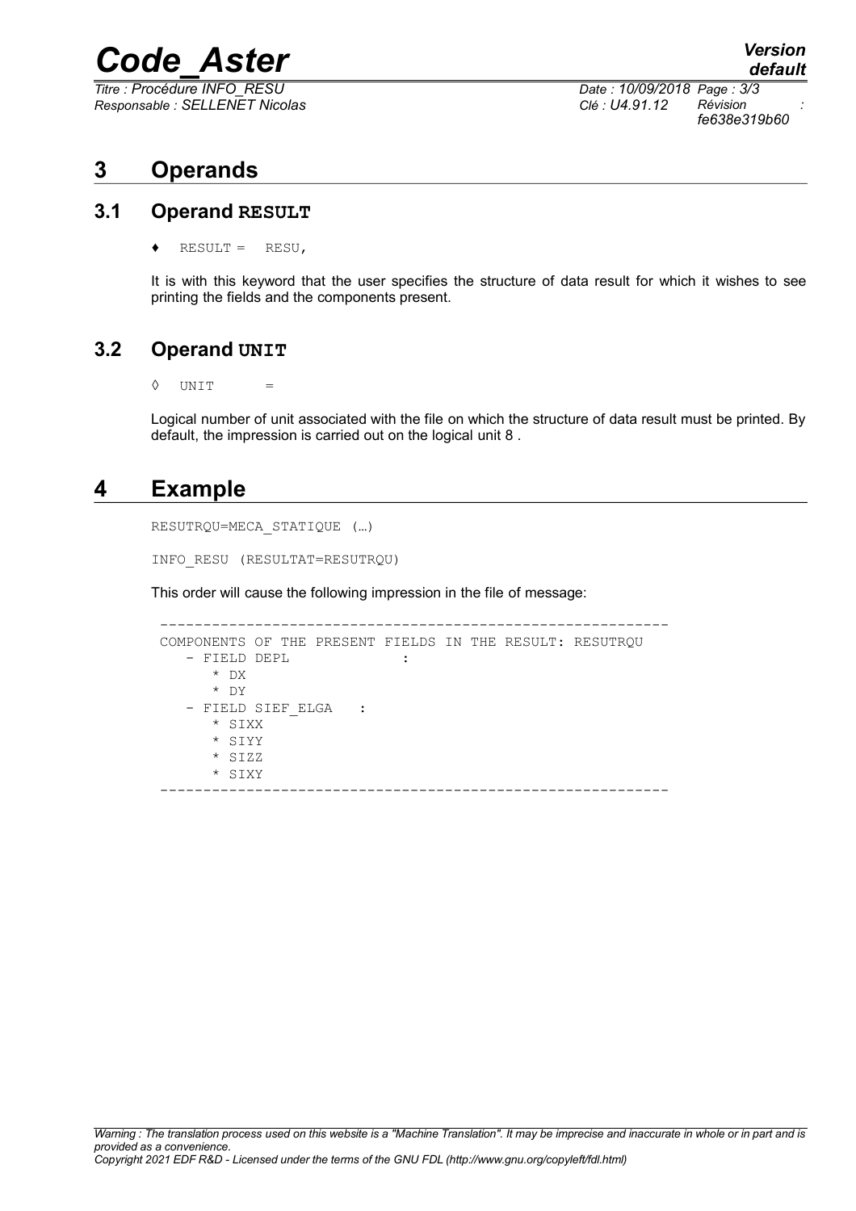# 3 Operands

## 3.1 Operand RESULT

♦ RESULT = RESU,

It is with this keyword that the user specifies the structure of data result for which it wishes to see printing the fields and the components present.

## 3.2 Operand UNIT

◊ UNIT =

Logical number of unit associated with the file on which the structure of data result must be printed. By default, the impression is carried out on the logical unit 8 .

# 4 Example

```
RESUTRQU=MECA_STATIQUE (…)

INFO_RESU (RESULTAT=RESUTRQU)
```

This order will cause the following impression in the file of message:

```
----------------------------------------------------------
COMPONENTS OF THE PRESENT FIELDS IN THE RESULT: RESUTRQU
   - FIELD DEPL            :
      * DX
      * DY
   - FIELD SIEF_ELGA   :
      * SIXX
      * SIYY
      * SIZZ
      * SIXY
----------------------------------------------------------
```